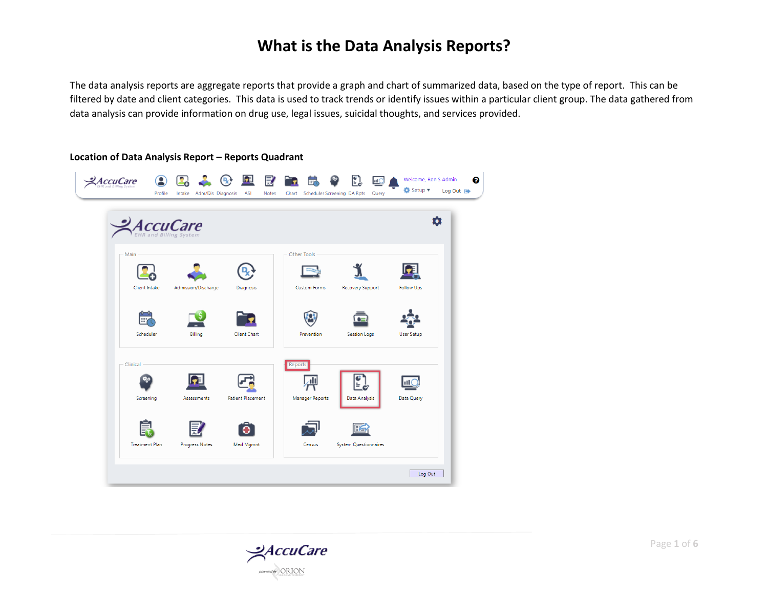# What is the Data Analysis Reports?

The data analysis reports are aggregate reports that provide a graph and chart of summarized data, based on the type of report. This can be filtered by date and client categories. This data is used to track trends or identify issues within a particular client group. The data gathered from data analysis can provide information on drug use, legal issues, suicidal thoughts, and services provided.

**Location of Data Analysis Report – Reports Quadrant**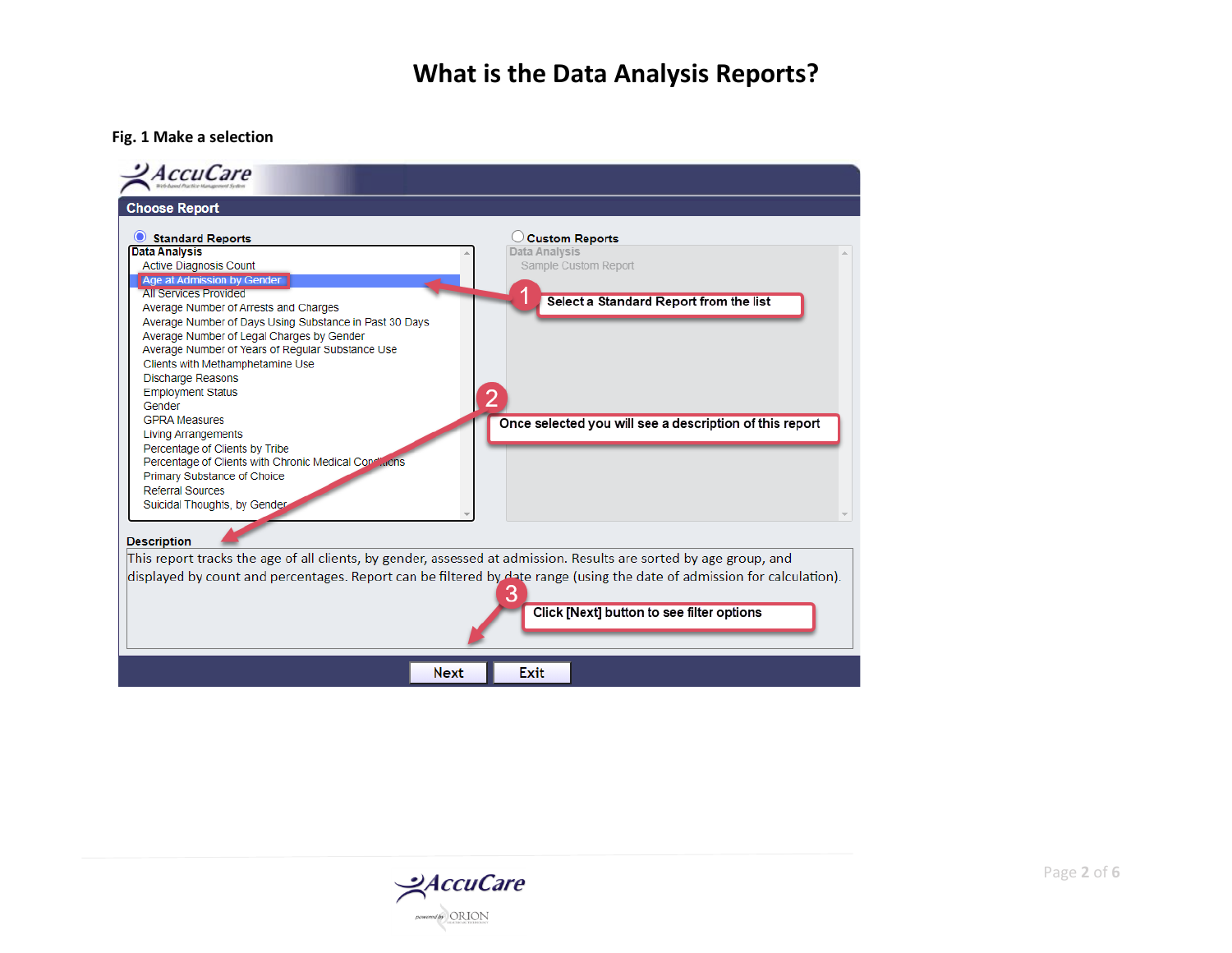# What is the Data Analysis Reports?

**Fig. 1 Make a selection**

AccuCare

**Choose Report**

Standard Reports

Data Analysis
- Active Diagnosis Count
- Age at Admission by Gender
- All Services Provided
- Average Number of Arrests and Charges
- Average Number of Days Using Substance in Past 30 Days
- Average Number of Legal Charges by Gender
- Average Number of Years of Regular Substance Use
- Clients with Methamphetamine Use
- Discharge Reasons
- Employment Status
- Gender
- GPRA Measures
- Living Arrangements
- Percentage of Clients by Tribe
- Percentage of Clients with Chronic Medical Conditions
- Primary Substance of Choice
- Referral Sources
- Suicidal Thoughts, by Gender

Custom Reports

Data Analysis
- Sample Custom Report

1. Select a Standard Report from the list
2. Once selected you will see a description of this report
3. Click [Next] button to see filter options

**Description**

This report tracks the age of all clients, by gender, assessed at admission. Results are sorted by age group, and displayed by count and percentages. Report can be filtered by date range (using the date of admission for calculation).

Next | Exit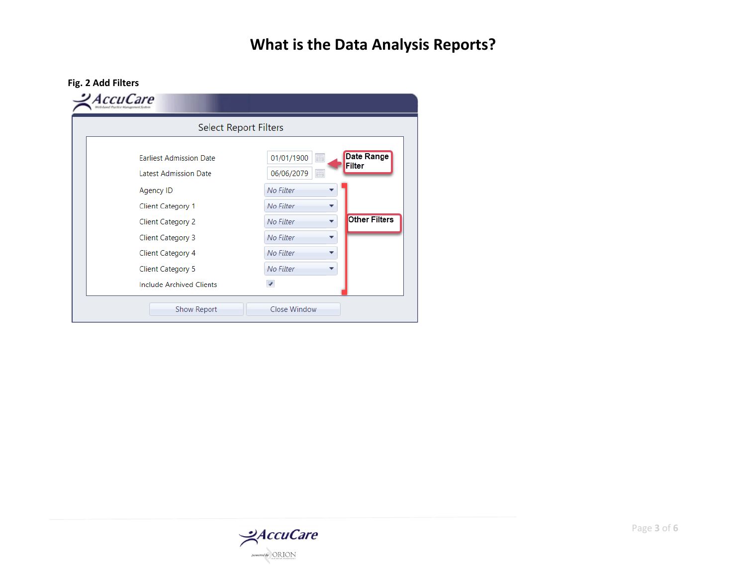# What is the Data Analysis Reports?

**Fig. 2 Add Filters**

AccuCare

Select Report Filters

| | | |
|---|---|---|
| Earliest Admission Date | 01/01/1900 | Date Range Filter |
| Latest Admission Date | 06/06/2079 | |
| Agency ID | No Filter | Other Filters |
| Client Category 1 | No Filter | |
| Client Category 2 | No Filter | |
| Client Category 3 | No Filter | |
| Client Category 4 | No Filter | |
| Client Category 5 | No Filter | |
| Include Archived Clients | ☑ | |

Show Report | Close Window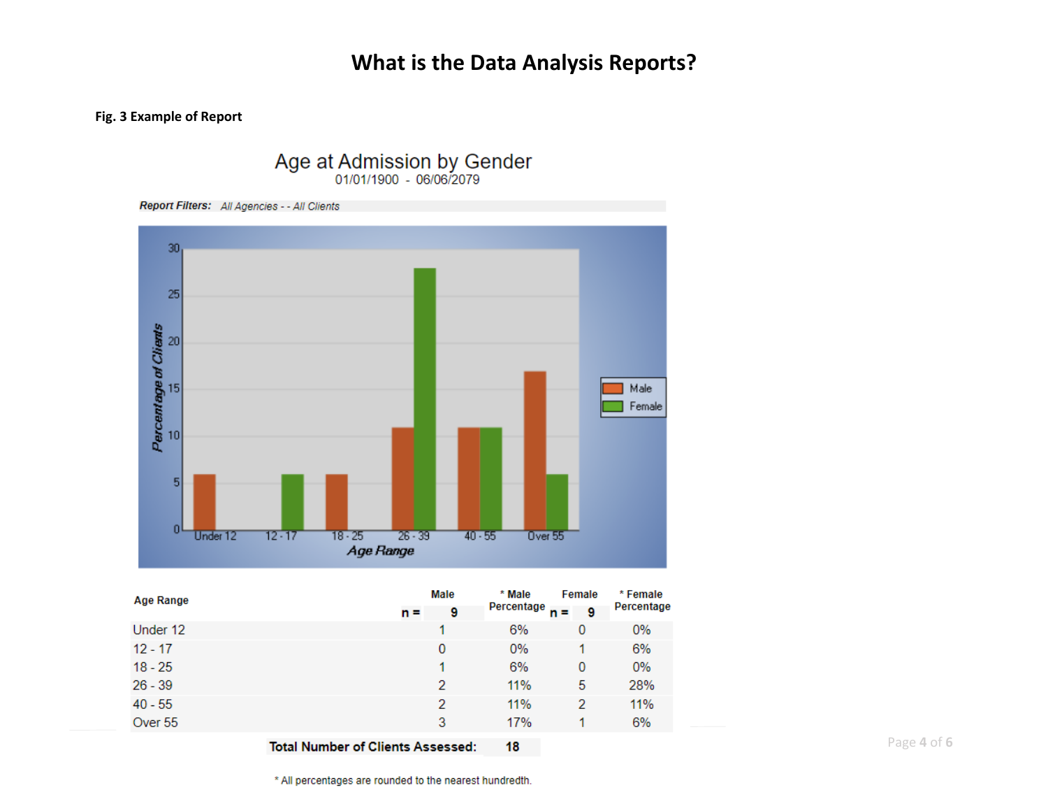# What is the Data Analysis Reports?

**Fig. 3 Example of Report**

Age at Admission by Gender
01/01/1900 - 06/06/2079

*Report Filters:* *All Agencies - - All Clients*

| Age Range | Male n = 9 | * Male Percentage | Female n = 9 | * Female Percentage |
|---|---|---|---|---|
| Under 12 | 1 | 6% | 0 | 0% |
| 12 - 17 | 0 | 0% | 1 | 6% |
| 18 - 25 | 1 | 6% | 0 | 0% |
| 26 - 39 | 2 | 11% | 5 | 28% |
| 40 - 55 | 2 | 11% | 2 | 11% |
| Over 55 | 3 | 17% | 1 | 6% |

**Total Number of Clients Assessed:** **18**

\* All percentages are rounded to the nearest hundredth.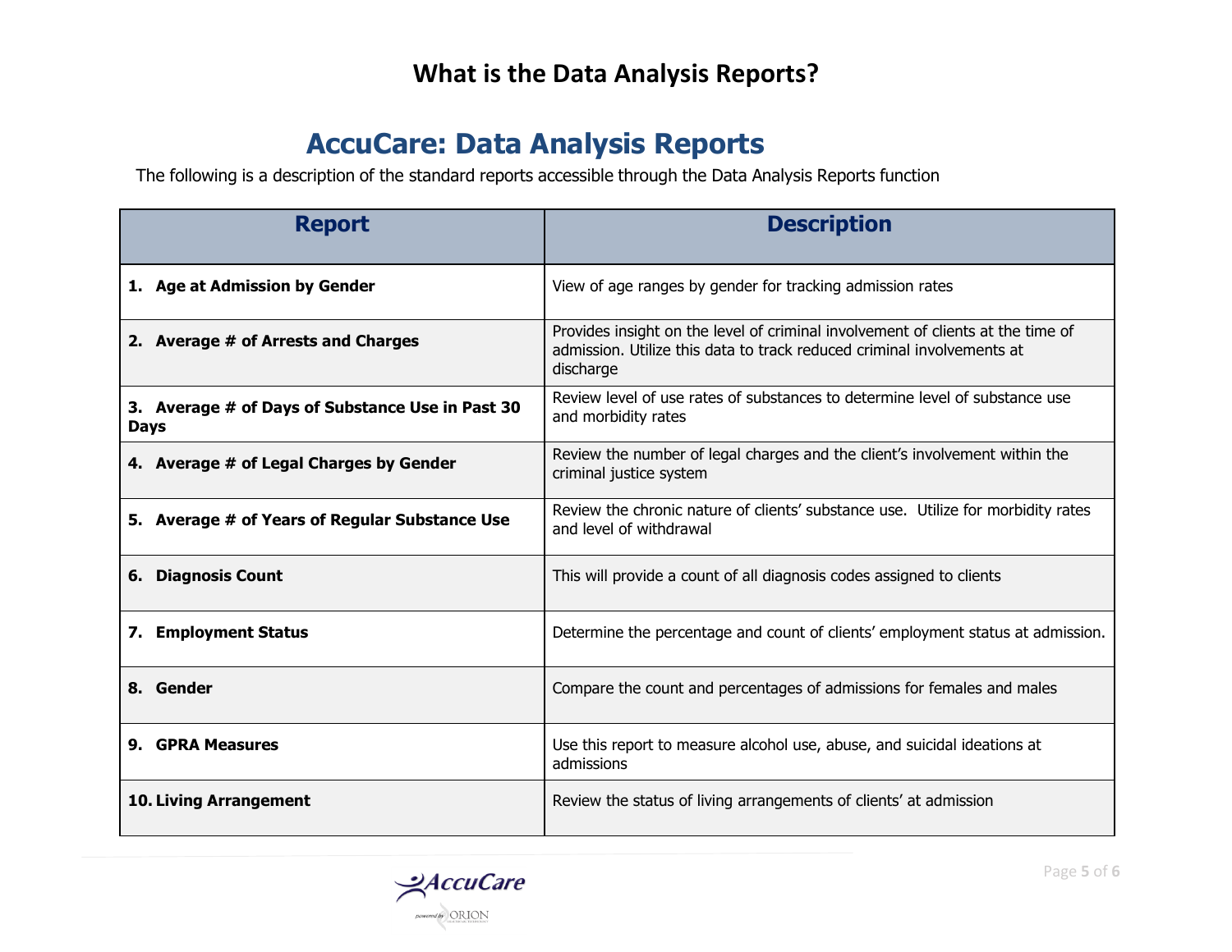# What is the Data Analysis Reports?

## AccuCare: Data Analysis Reports

The following is a description of the standard reports accessible through the Data Analysis Reports function

| Report | Description |
|---|---|
| **1. Age at Admission by Gender** | View of age ranges by gender for tracking admission rates |
| **2. Average # of Arrests and Charges** | Provides insight on the level of criminal involvement of clients at the time of admission. Utilize this data to track reduced criminal involvements at discharge |
| **3. Average # of Days of Substance Use in Past 30 Days** | Review level of use rates of substances to determine level of substance use and morbidity rates |
| **4. Average # of Legal Charges by Gender** | Review the number of legal charges and the client's involvement within the criminal justice system |
| **5. Average # of Years of Regular Substance Use** | Review the chronic nature of clients' substance use. Utilize for morbidity rates and level of withdrawal |
| **6. Diagnosis Count** | This will provide a count of all diagnosis codes assigned to clients |
| **7. Employment Status** | Determine the percentage and count of clients' employment status at admission. |
| **8. Gender** | Compare the count and percentages of admissions for females and males |
| **9. GPRA Measures** | Use this report to measure alcohol use, abuse, and suicidal ideations at admissions |
| **10. Living Arrangement** | Review the status of living arrangements of clients' at admission |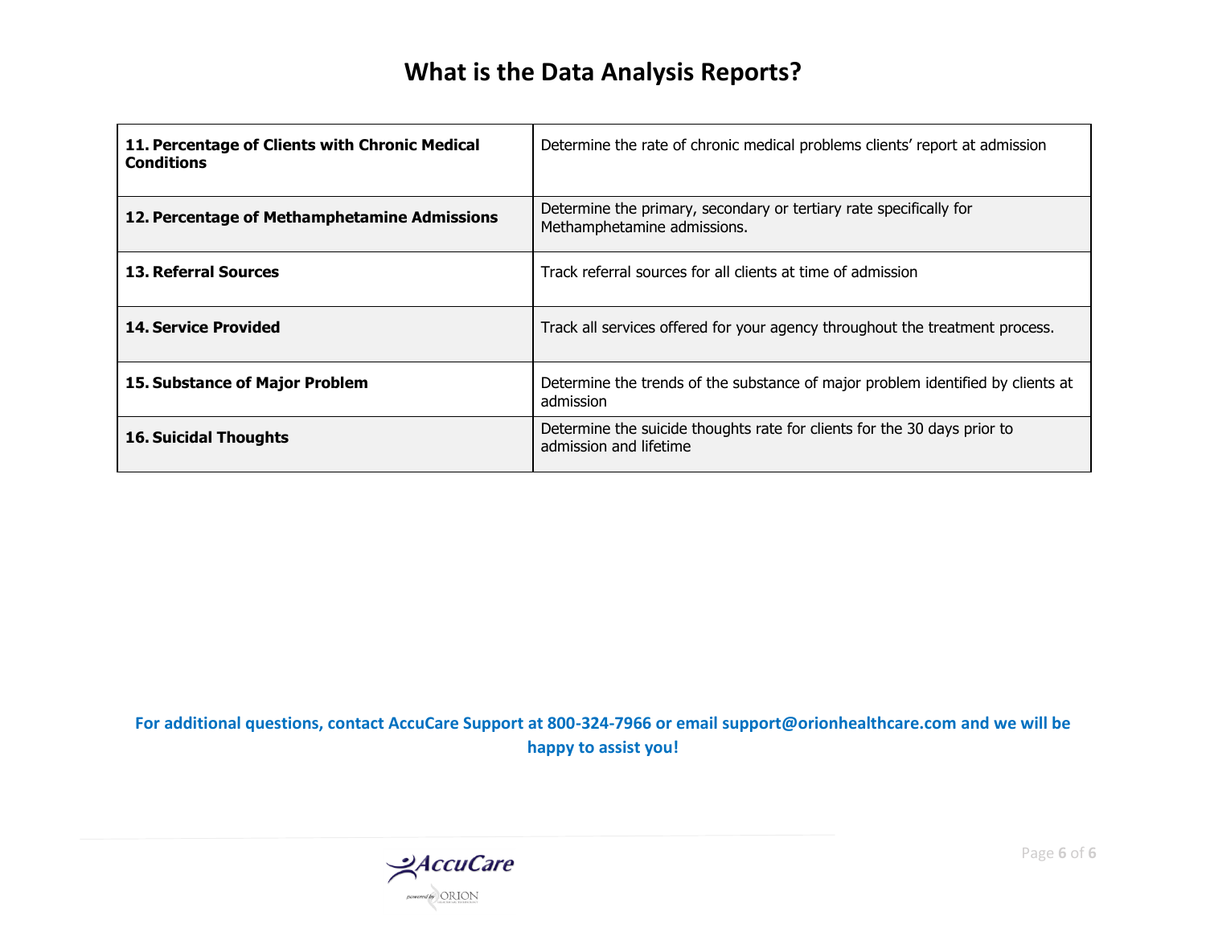# What is the Data Analysis Reports?

| | |
|---|---|
| **11. Percentage of Clients with Chronic Medical Conditions** | Determine the rate of chronic medical problems clients' report at admission |
| **12. Percentage of Methamphetamine Admissions** | Determine the primary, secondary or tertiary rate specifically for Methamphetamine admissions. |
| **13. Referral Sources** | Track referral sources for all clients at time of admission |
| **14. Service Provided** | Track all services offered for your agency throughout the treatment process. |
| **15. Substance of Major Problem** | Determine the trends of the substance of major problem identified by clients at admission |
| **16. Suicidal Thoughts** | Determine the suicide thoughts rate for clients for the 30 days prior to admission and lifetime |

**For additional questions, contact AccuCare Support at 800-324-7966 or email support@orionhealthcare.com and we will be happy to assist you!**